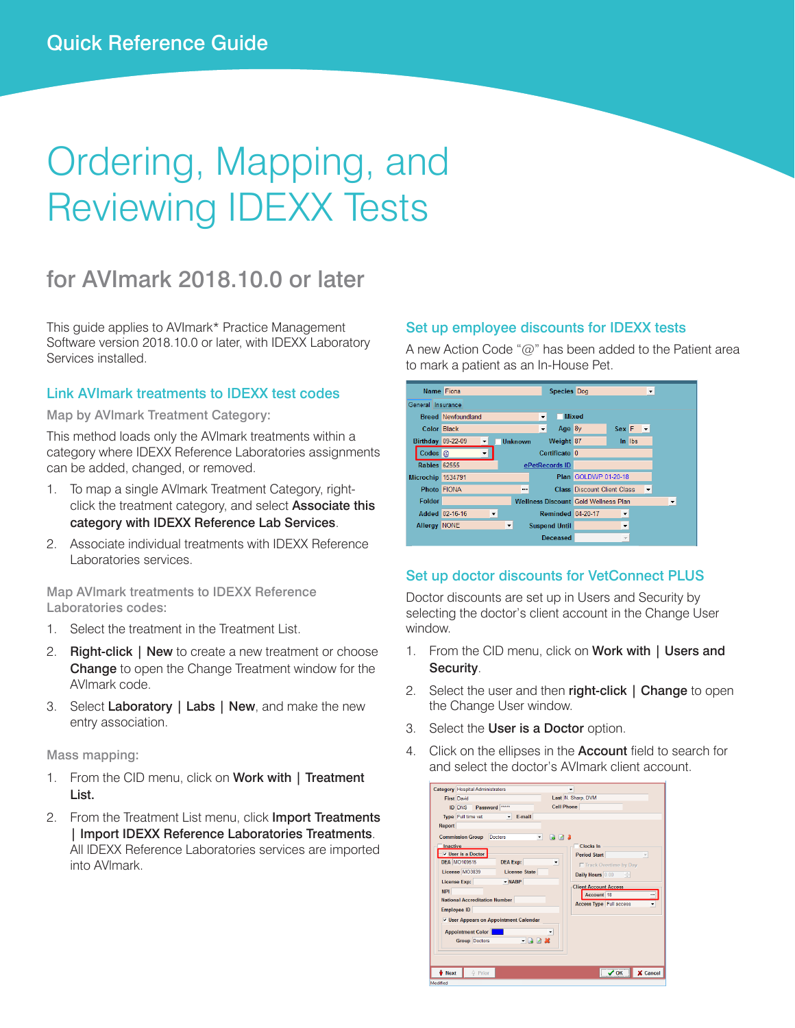Quick Reference Guide

# Ordering, Mapping, and Reviewing IDEXX Tests

## for AVImark 2018.10.0 or later

This guide applies to AVImark* Practice Management Software version 2018.10.0 or later, with IDEXX Laboratory Services installed.

### Link AVImark treatments to IDEXX test codes

#### Map by AVImark Treatment Category:

This method loads only the AVImark treatments within a category where IDEXX Reference Laboratories assignments can be added, changed, or removed.

1. To map a single AVImark Treatment Category, right-click the treatment category, and select **Associate this category with IDEXX Reference Lab Services**.
2. Associate individual treatments with IDEXX Reference Laboratories services.

#### Map AVImark treatments to IDEXX Reference Laboratories codes:

1. Select the treatment in the Treatment List.
2. **Right-click | New** to create a new treatment or choose **Change** to open the Change Treatment window for the AVImark code.
3. Select **Laboratory | Labs | New**, and make the new entry association.

#### Mass mapping:

1. From the CID menu, click on **Work with | Treatment List.**
2. From the Treatment List menu, click **Import Treatments | Import IDEXX Reference Laboratories Treatments**. All IDEXX Reference Laboratories services are imported into AVImark.

### Set up employee discounts for IDEXX tests

A new Action Code "@" has been added to the Patient area to mark a patient as an In-House Pet.

### Set up doctor discounts for VetConnect PLUS

Doctor discounts are set up in Users and Security by selecting the doctor's client account in the Change User window.

1. From the CID menu, click on **Work with | Users and Security**.
2. Select the user and then **right-click | Change** to open the Change User window.
3. Select the **User is a Doctor** option.
4. Click on the ellipses in the **Account** field to search for and select the doctor's AVImark client account.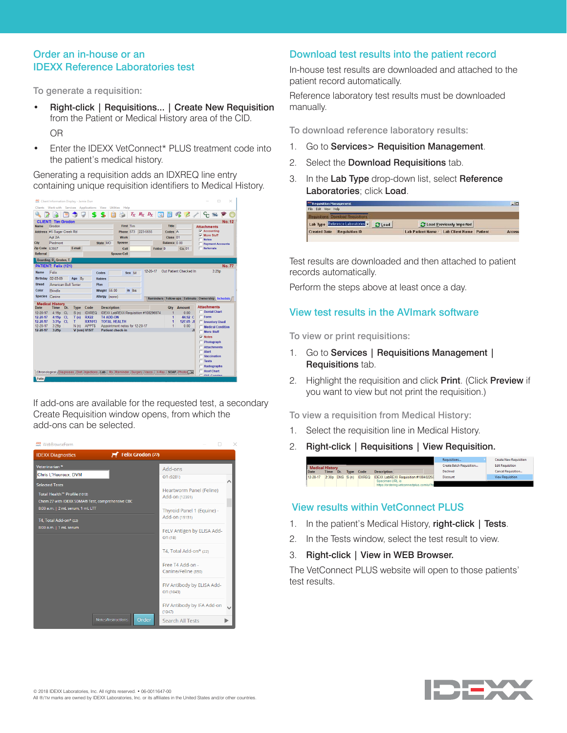## Order an in-house or an IDEXX Reference Laboratories test

To generate a requisition:

- **Right-click | Requisitions... | Create New Requisition** from the Patient or Medical History area of the CID.

  OR

- Enter the IDEXX VetConnect* PLUS treatment code into the patient's medical history.

Generating a requisition adds an IDXREQ line entry containing unique requisition identifiers to Medical History.

If add-ons are available for the requested test, a secondary Create Requisition window opens, from which the add-ons can be selected.

## Download test results into the patient record

In-house test results are downloaded and attached to the patient record automatically.

Reference laboratory test results must be downloaded manually.

To download reference laboratory results:

1. Go to **Services> Requisition Management**.
2. Select the **Download Requisitions** tab.
3. In the **Lab Type** drop-down list, select **Reference Laboratories**; click **Load**.

Test results are downloaded and then attached to patient records automatically.

Perform the steps above at least once a day.

## View test results in the AVImark software

To view or print requisitions:

1. Go to **Services | Requisitions Management | Requisitions** tab.
2. Highlight the requisition and click **Print**. (Click **Preview** if you want to view but not print the requisition.)

To view a requisition from Medical History:

1. Select the requisition line in Medical History.
2. **Right-click | Requisitions | View Requisition.**

## View results within VetConnect PLUS

1. In the patient's Medical History, **right-click | Tests**.
2. In the Tests window, select the test result to view.
3. **Right-click | View in WEB Browser.**

The VetConnect PLUS website will open to those patients' test results.

© 2018 IDEXX Laboratories, Inc. All rights reserved. • 06-0011647-00
All ®/TM marks are owned by IDEXX Laboratories, Inc. or its affiliates in the United States and/or other countries.